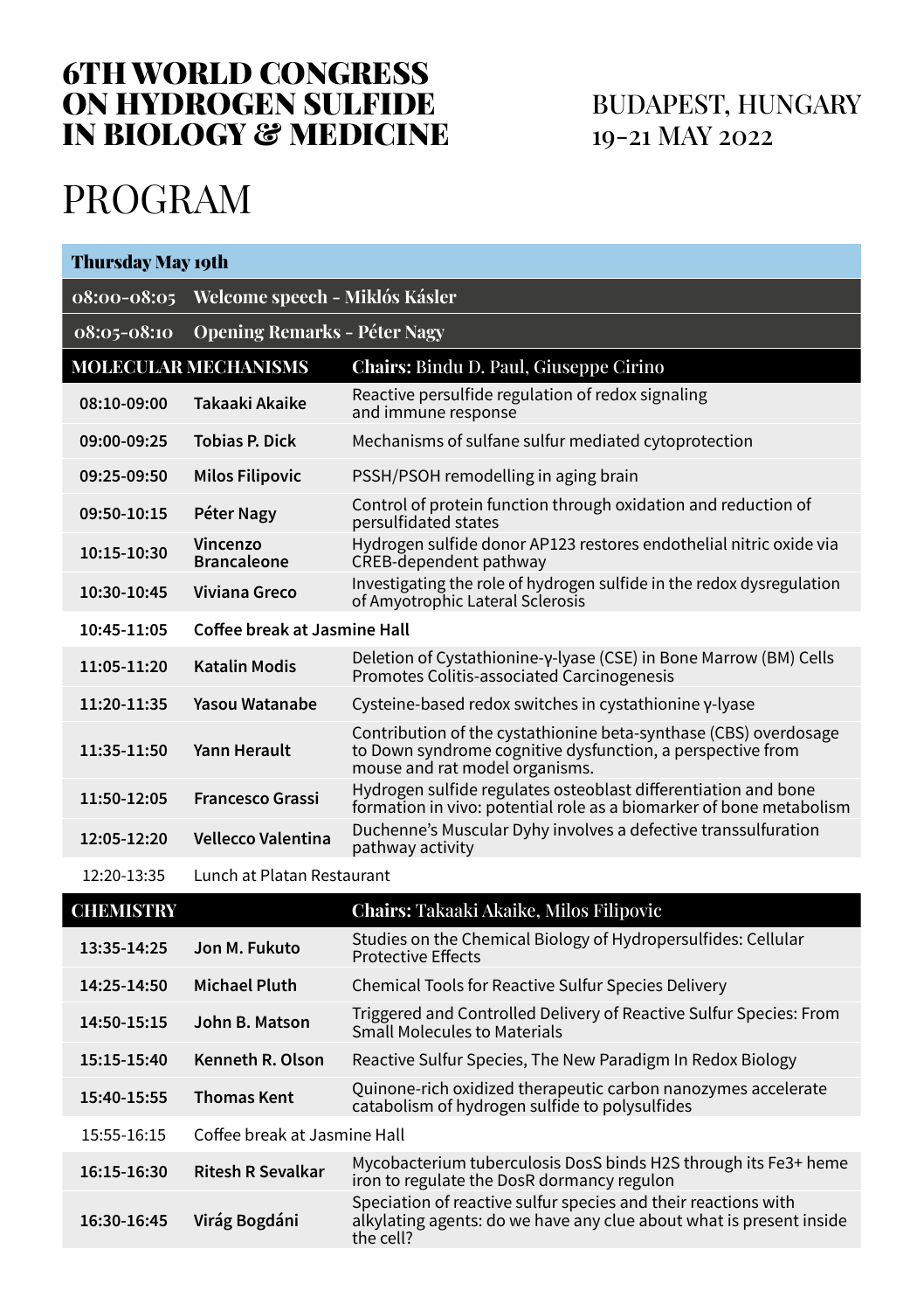# 6TH WORLD CONGRESS ON HYDROGEN SULFIDE IN BIOLOGY & MEDICINE

BUDAPEST, HUNGARY
19-21 MAY 2022

# PROGRAM

| Thursday May 19th | | |
|---|---|---|
| 08:00-08:05 | Welcome speech - Miklós Kásler | |
| 08:05-08:10 | Opening Remarks - Péter Nagy | |
| **MOLECULAR MECHANISMS** | | **Chairs:** Bindu D. Paul, Giuseppe Cirino |
| 08:10-09:00 | Takaaki Akaike | Reactive persulfide regulation of redox signaling and immune response |
| 09:00-09:25 | Tobias P. Dick | Mechanisms of sulfane sulfur mediated cytoprotection |
| 09:25-09:50 | Milos Filipovic | PSSH/PSOH remodelling in aging brain |
| 09:50-10:15 | Péter Nagy | Control of protein function through oxidation and reduction of persulfidated states |
| 10:15-10:30 | Vincenzo Brancaleone | Hydrogen sulfide donor AP123 restores endothelial nitric oxide via CREB-dependent pathway |
| 10:30-10:45 | Viviana Greco | Investigating the role of hydrogen sulfide in the redox dysregulation of Amyotrophic Lateral Sclerosis |
| 10:45-11:05 | Coffee break at Jasmine Hall | |
| 11:05-11:20 | Katalin Modis | Deletion of Cystathionine-γ-lyase (CSE) in Bone Marrow (BM) Cells Promotes Colitis-associated Carcinogenesis |
| 11:20-11:35 | Yasou Watanabe | Cysteine-based redox switches in cystathionine γ-lyase |
| 11:35-11:50 | Yann Herault | Contribution of the cystathionine beta-synthase (CBS) overdosage to Down syndrome cognitive dysfunction, a perspective from mouse and rat model organisms. |
| 11:50-12:05 | Francesco Grassi | Hydrogen sulfide regulates osteoblast differentiation and bone formation in vivo: potential role as a biomarker of bone metabolism |
| 12:05-12:20 | Vellecco Valentina | Duchenne's Muscular Dyhy involves a defective transsulfuration pathway activity |
| 12:20-13:35 | Lunch at Platan Restaurant | |
| **CHEMISTRY** | | **Chairs:** Takaaki Akaike, Milos Filipovic |
| 13:35-14:25 | Jon M. Fukuto | Studies on the Chemical Biology of Hydropersulfides: Cellular Protective Effects |
| 14:25-14:50 | Michael Pluth | Chemical Tools for Reactive Sulfur Species Delivery |
| 14:50-15:15 | John B. Matson | Triggered and Controlled Delivery of Reactive Sulfur Species: From Small Molecules to Materials |
| 15:15-15:40 | Kenneth R. Olson | Reactive Sulfur Species, The New Paradigm In Redox Biology |
| 15:40-15:55 | Thomas Kent | Quinone-rich oxidized therapeutic carbon nanozymes accelerate catabolism of hydrogen sulfide to polysulfides |
| 15:55-16:15 | Coffee break at Jasmine Hall | |
| 16:15-16:30 | Ritesh R Sevalkar | Mycobacterium tuberculosis DosS binds H2S through its Fe3+ heme iron to regulate the DosR dormancy regulon |
| 16:30-16:45 | Virág Bogdáni | Speciation of reactive sulfur species and their reactions with alkylating agents: do we have any clue about what is present inside the cell? |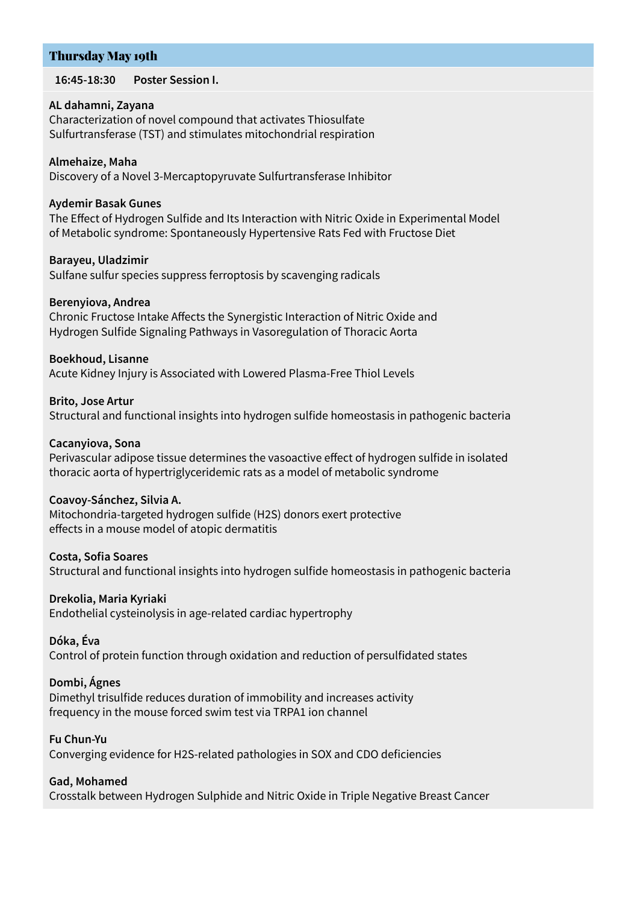## Thursday May 19th

**16:45-18:30 Poster Session I.**

**AL dahamni, Zayana**
Characterization of novel compound that activates Thiosulfate Sulfurtransferase (TST) and stimulates mitochondrial respiration

**Almehaize, Maha**
Discovery of a Novel 3-Mercaptopyruvate Sulfurtransferase Inhibitor

**Aydemir Basak Gunes**
The Effect of Hydrogen Sulfide and Its Interaction with Nitric Oxide in Experimental Model of Metabolic syndrome: Spontaneously Hypertensive Rats Fed with Fructose Diet

**Barayeu, Uladzimir**
Sulfane sulfur species suppress ferroptosis by scavenging radicals

**Berenyiova, Andrea**
Chronic Fructose Intake Affects the Synergistic Interaction of Nitric Oxide and Hydrogen Sulfide Signaling Pathways in Vasoregulation of Thoracic Aorta

**Boekhoud, Lisanne**
Acute Kidney Injury is Associated with Lowered Plasma-Free Thiol Levels

**Brito, Jose Artur**
Structural and functional insights into hydrogen sulfide homeostasis in pathogenic bacteria

**Cacanyiova, Sona**
Perivascular adipose tissue determines the vasoactive effect of hydrogen sulfide in isolated thoracic aorta of hypertriglyceridemic rats as a model of metabolic syndrome

**Coavoy-Sánchez, Silvia A.**
Mitochondria-targeted hydrogen sulfide (H2S) donors exert protective effects in a mouse model of atopic dermatitis

**Costa, Sofia Soares**
Structural and functional insights into hydrogen sulfide homeostasis in pathogenic bacteria

**Drekolia, Maria Kyriaki**
Endothelial cysteinolysis in age-related cardiac hypertrophy

**Dóka, Éva**
Control of protein function through oxidation and reduction of persulfidated states

**Dombi, Ágnes**
Dimethyl trisulfide reduces duration of immobility and increases activity frequency in the mouse forced swim test via TRPA1 ion channel

**Fu Chun-Yu**
Converging evidence for H2S-related pathologies in SOX and CDO deficiencies

**Gad, Mohamed**
Crosstalk between Hydrogen Sulphide and Nitric Oxide in Triple Negative Breast Cancer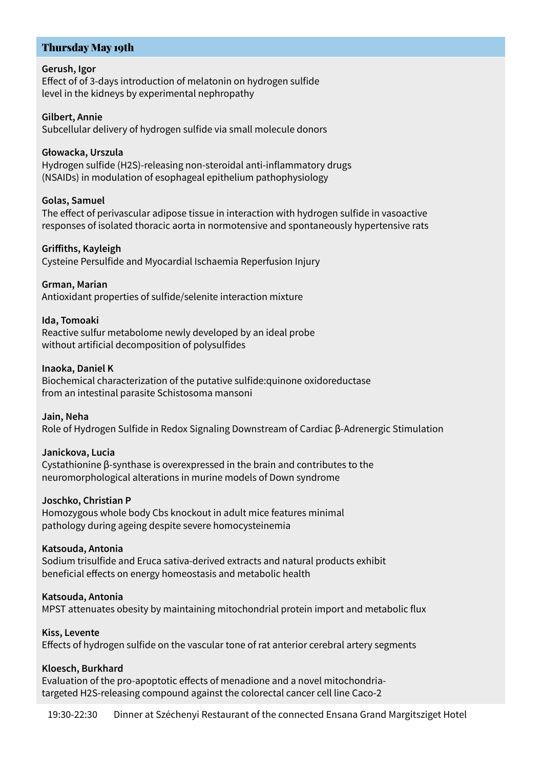## Thursday May 19th

**Gerush, Igor**
Effect of of 3-days introduction of melatonin on hydrogen sulfide level in the kidneys by experimental nephropathy

**Gilbert, Annie**
Subcellular delivery of hydrogen sulfide via small molecule donors

**Głowacka, Urszula**
Hydrogen sulfide (H2S)-releasing non-steroidal anti-inflammatory drugs (NSAIDs) in modulation of esophageal epithelium pathophysiology

**Golas, Samuel**
The effect of perivascular adipose tissue in interaction with hydrogen sulfide in vasoactive responses of isolated thoracic aorta in normotensive and spontaneously hypertensive rats

**Griffiths, Kayleigh**
Cysteine Persulfide and Myocardial Ischaemia Reperfusion Injury

**Grman, Marian**
Antioxidant properties of sulfide/selenite interaction mixture

**Ida, Tomoaki**
Reactive sulfur metabolome newly developed by an ideal probe without artificial decomposition of polysulfides

**Inaoka, Daniel K**
Biochemical characterization of the putative sulfide:quinone oxidoreductase from an intestinal parasite Schistosoma mansoni

**Jain, Neha**
Role of Hydrogen Sulfide in Redox Signaling Downstream of Cardiac β-Adrenergic Stimulation

**Janickova, Lucia**
Cystathionine β-synthase is overexpressed in the brain and contributes to the neuromorphological alterations in murine models of Down syndrome

**Joschko, Christian P**
Homozygous whole body Cbs knockout in adult mice features minimal pathology during ageing despite severe homocysteinemia

**Katsouda, Antonia**
Sodium trisulfide and Eruca sativa-derived extracts and natural products exhibit beneficial effects on energy homeostasis and metabolic health

**Katsouda, Antonia**
MPST attenuates obesity by maintaining mitochondrial protein import and metabolic flux

**Kiss, Levente**
Effects of hydrogen sulfide on the vascular tone of rat anterior cerebral artery segments

**Kloesch, Burkhard**
Evaluation of the pro-apoptotic effects of menadione and a novel mitochondria-targeted H2S-releasing compound against the colorectal cancer cell line Caco-2

19:30-22:30 Dinner at Széchenyi Restaurant of the connected Ensana Grand Margitsziget Hotel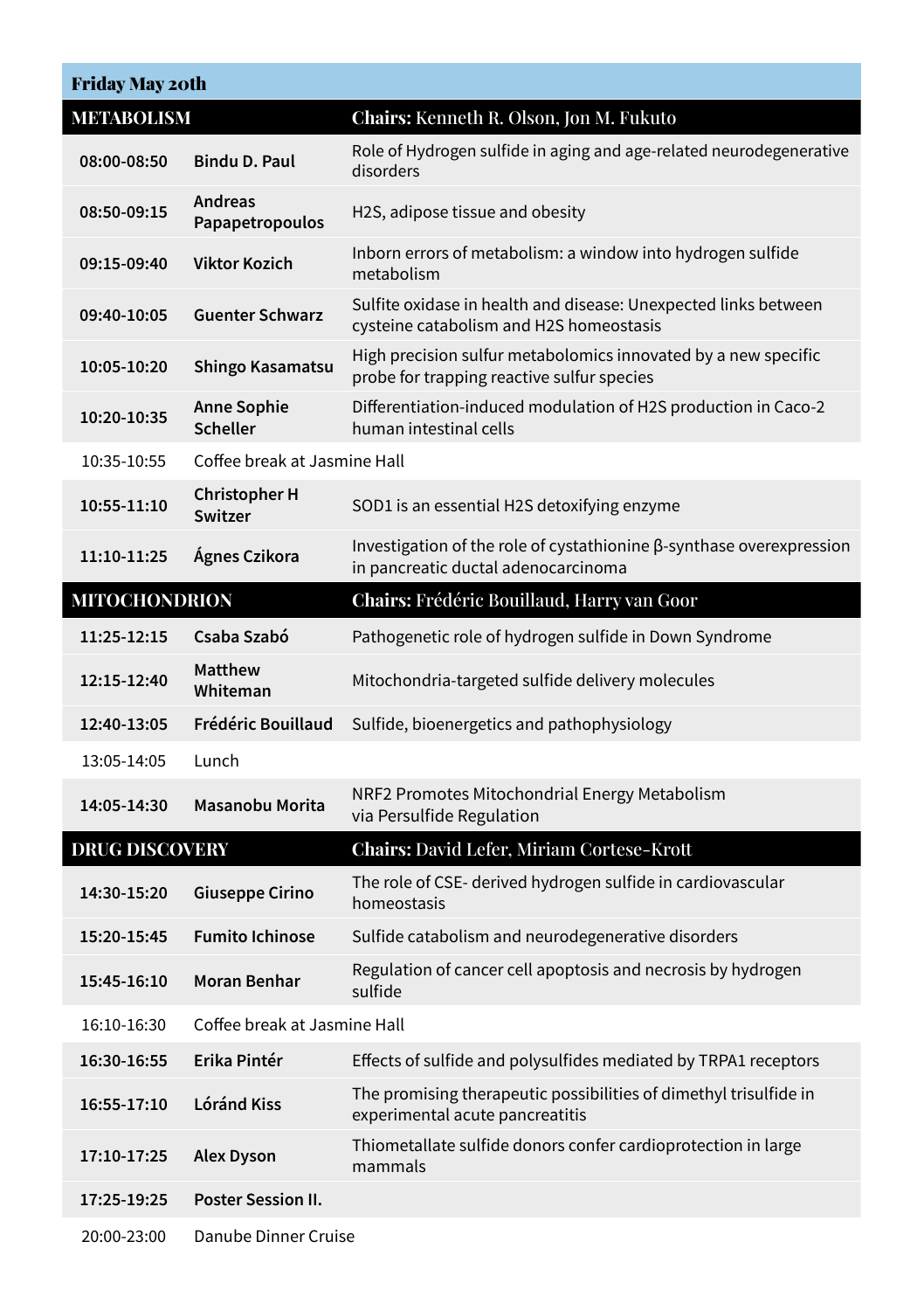## Friday May 20th

| METABOLISM | | Chairs: Kenneth R. Olson, Jon M. Fukuto |
|---|---|---|
| **08:00-08:50** | **Bindu D. Paul** | Role of Hydrogen sulfide in aging and age-related neurodegenerative disorders |
| **08:50-09:15** | **Andreas Papapetropoulos** | H2S, adipose tissue and obesity |
| **09:15-09:40** | **Viktor Kozich** | Inborn errors of metabolism: a window into hydrogen sulfide metabolism |
| **09:40-10:05** | **Guenter Schwarz** | Sulfite oxidase in health and disease: Unexpected links between cysteine catabolism and H2S homeostasis |
| **10:05-10:20** | **Shingo Kasamatsu** | High precision sulfur metabolomics innovated by a new specific probe for trapping reactive sulfur species |
| **10:20-10:35** | **Anne Sophie Scheller** | Differentiation-induced modulation of H2S production in Caco-2 human intestinal cells |
| 10:35-10:55 | Coffee break at Jasmine Hall | |
| **10:55-11:10** | **Christopher H Switzer** | SOD1 is an essential H2S detoxifying enzyme |
| **11:10-11:25** | **Ágnes Czikora** | Investigation of the role of cystathionine β-synthase overexpression in pancreatic ductal adenocarcinoma |
| **MITOCHONDRION** | | **Chairs:** Frédéric Bouillaud, Harry van Goor |
| **11:25-12:15** | **Csaba Szabó** | Pathogenetic role of hydrogen sulfide in Down Syndrome |
| **12:15-12:40** | **Matthew Whiteman** | Mitochondria-targeted sulfide delivery molecules |
| **12:40-13:05** | **Frédéric Bouillaud** | Sulfide, bioenergetics and pathophysiology |
| 13:05-14:05 | Lunch | |
| **14:05-14:30** | **Masanobu Morita** | NRF2 Promotes Mitochondrial Energy Metabolism via Persulfide Regulation |
| **DRUG DISCOVERY** | | **Chairs:** David Lefer, Miriam Cortese-Krott |
| **14:30-15:20** | **Giuseppe Cirino** | The role of CSE- derived hydrogen sulfide in cardiovascular homeostasis |
| **15:20-15:45** | **Fumito Ichinose** | Sulfide catabolism and neurodegenerative disorders |
| **15:45-16:10** | **Moran Benhar** | Regulation of cancer cell apoptosis and necrosis by hydrogen sulfide |
| 16:10-16:30 | Coffee break at Jasmine Hall | |
| **16:30-16:55** | **Erika Pintér** | Effects of sulfide and polysulfides mediated by TRPA1 receptors |
| **16:55-17:10** | **Lóránd Kiss** | The promising therapeutic possibilities of dimethyl trisulfide in experimental acute pancreatitis |
| **17:10-17:25** | **Alex Dyson** | Thiometallate sulfide donors confer cardioprotection in large mammals |
| **17:25-19:25** | **Poster Session II.** | |
| 20:00-23:00 | Danube Dinner Cruise | |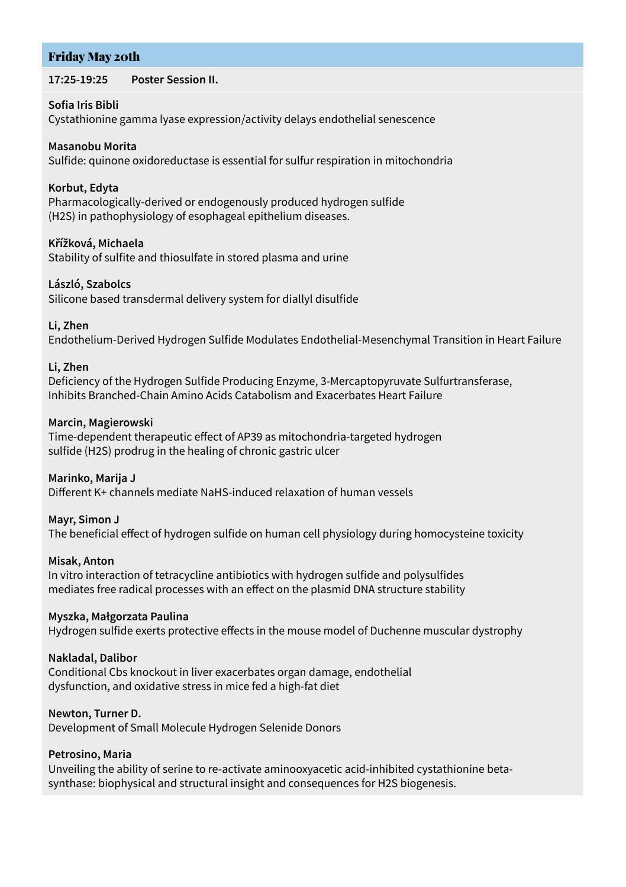## Friday May 20th

**17:25-19:25 Poster Session II.**

**Sofia Iris Bibli**
Cystathionine gamma lyase expression/activity delays endothelial senescence

**Masanobu Morita**
Sulfide: quinone oxidoreductase is essential for sulfur respiration in mitochondria

**Korbut, Edyta**
Pharmacologically-derived or endogenously produced hydrogen sulfide ($H_2S$) in pathophysiology of esophageal epithelium diseases.

**Křížková, Michaela**
Stability of sulfite and thiosulfate in stored plasma and urine

**László, Szabolcs**
Silicone based transdermal delivery system for diallyl disulfide

**Li, Zhen**
Endothelium-Derived Hydrogen Sulfide Modulates Endothelial-Mesenchymal Transition in Heart Failure

**Li, Zhen**
Deficiency of the Hydrogen Sulfide Producing Enzyme, 3-Mercaptopyruvate Sulfurtransferase, Inhibits Branched-Chain Amino Acids Catabolism and Exacerbates Heart Failure

**Marcin, Magierowski**
Time-dependent therapeutic effect of AP39 as mitochondria-targeted hydrogen sulfide ($H_2S$) prodrug in the healing of chronic gastric ulcer

**Marinko, Marija J**
Different $K^+$ channels mediate NaHS-induced relaxation of human vessels

**Mayr, Simon J**
The beneficial effect of hydrogen sulfide on human cell physiology during homocysteine toxicity

**Misak, Anton**
In vitro interaction of tetracycline antibiotics with hydrogen sulfide and polysulfides mediates free radical processes with an effect on the plasmid DNA structure stability

**Myszka, Małgorzata Paulina**
Hydrogen sulfide exerts protective effects in the mouse model of Duchenne muscular dystrophy

**Nakladal, Dalibor**
Conditional Cbs knockout in liver exacerbates organ damage, endothelial dysfunction, and oxidative stress in mice fed a high-fat diet

**Newton, Turner D.**
Development of Small Molecule Hydrogen Selenide Donors

**Petrosino, Maria**
Unveiling the ability of serine to re-activate aminooxyacetic acid-inhibited cystathionine beta-synthase: biophysical and structural insight and consequences for $H_2S$ biogenesis.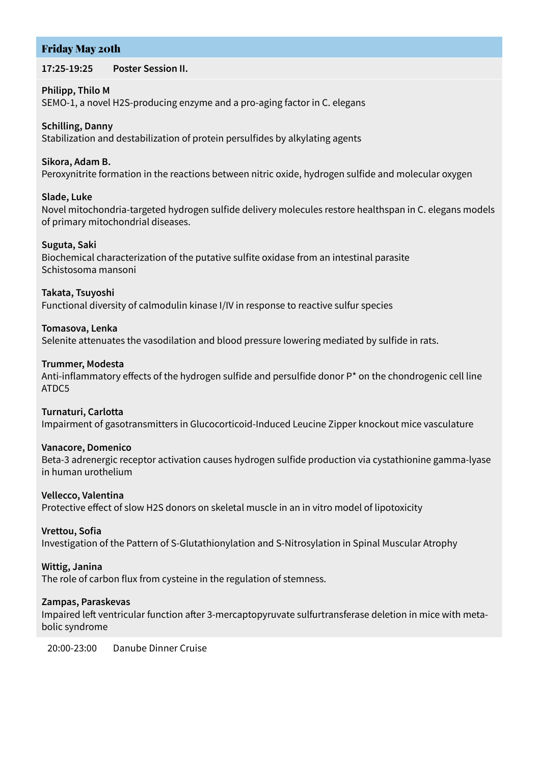## Friday May 20th

**17:25-19:25 Poster Session II.**

**Philipp, Thilo M**
SEMO-1, a novel H2S-producing enzyme and a pro-aging factor in C. elegans

**Schilling, Danny**
Stabilization and destabilization of protein persulfides by alkylating agents

**Sikora, Adam B.**
Peroxynitrite formation in the reactions between nitric oxide, hydrogen sulfide and molecular oxygen

**Slade, Luke**
Novel mitochondria-targeted hydrogen sulfide delivery molecules restore healthspan in C. elegans models of primary mitochondrial diseases.

**Suguta, Saki**
Biochemical characterization of the putative sulfite oxidase from an intestinal parasite Schistosoma mansoni

**Takata, Tsuyoshi**
Functional diversity of calmodulin kinase I/IV in response to reactive sulfur species

**Tomasova, Lenka**
Selenite attenuates the vasodilation and blood pressure lowering mediated by sulfide in rats.

**Trummer, Modesta**
Anti-inflammatory effects of the hydrogen sulfide and persulfide donor P* on the chondrogenic cell line ATDC5

**Turnaturi, Carlotta**
Impairment of gasotransmitters in Glucocorticoid-Induced Leucine Zipper knockout mice vasculature

**Vanacore, Domenico**
Beta-3 adrenergic receptor activation causes hydrogen sulfide production via cystathionine gamma-lyase in human urothelium

**Vellecco, Valentina**
Protective effect of slow H2S donors on skeletal muscle in an in vitro model of lipotoxicity

**Vrettou, Sofia**
Investigation of the Pattern of S-Glutathionylation and S-Nitrosylation in Spinal Muscular Atrophy

**Wittig, Janina**
The role of carbon flux from cysteine in the regulation of stemness.

**Zampas, Paraskevas**
Impaired left ventricular function after 3-mercaptopyruvate sulfurtransferase deletion in mice with metabolic syndrome

20:00-23:00 Danube Dinner Cruise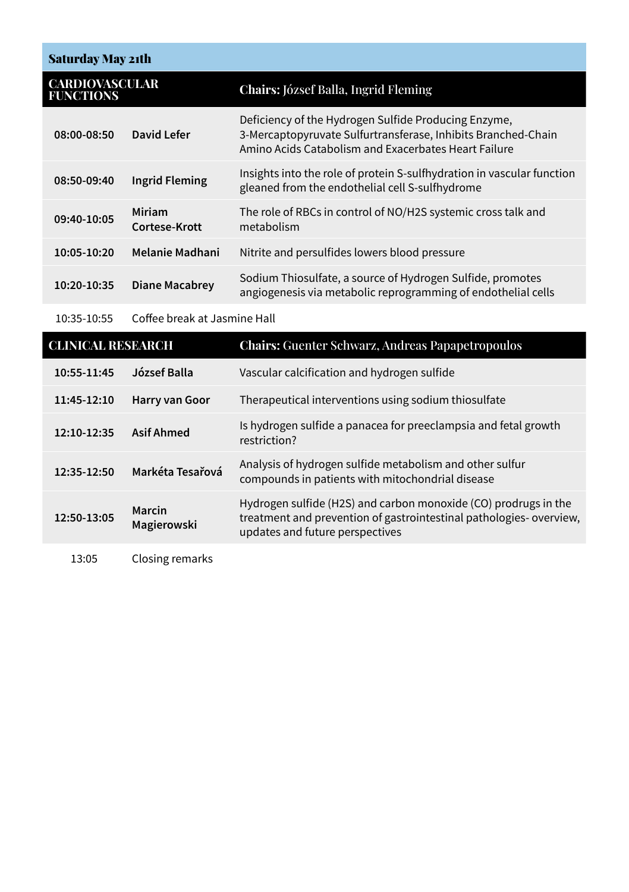## Saturday May 21th

| **CARDIOVASCULAR FUNCTIONS** | | **Chairs:** József Balla, Ingrid Fleming |
|---|---|---|
| **08:00-08:50** | **David Lefer** | Deficiency of the Hydrogen Sulfide Producing Enzyme, 3-Mercaptopyruvate Sulfurtransferase, Inhibits Branched-Chain Amino Acids Catabolism and Exacerbates Heart Failure |
| **08:50-09:40** | **Ingrid Fleming** | Insights into the role of protein S-sulfhydration in vascular function gleaned from the endothelial cell S-sulfhydrome |
| **09:40-10:05** | **Miriam Cortese-Krott** | The role of RBCs in control of NO/H2S systemic cross talk and metabolism |
| **10:05-10:20** | **Melanie Madhani** | Nitrite and persulfides lowers blood pressure |
| **10:20-10:35** | **Diane Macabrey** | Sodium Thiosulfate, a source of Hydrogen Sulfide, promotes angiogenesis via metabolic reprogramming of endothelial cells |
| 10:35-10:55 | Coffee break at Jasmine Hall | |

| **CLINICAL RESEARCH** | | **Chairs:** Guenter Schwarz, Andreas Papapetropoulos |
|---|---|---|
| **10:55-11:45** | **József Balla** | Vascular calcification and hydrogen sulfide |
| **11:45-12:10** | **Harry van Goor** | Therapeutical interventions using sodium thiosulfate |
| **12:10-12:35** | **Asif Ahmed** | Is hydrogen sulfide a panacea for preeclampsia and fetal growth restriction? |
| **12:35-12:50** | **Markéta Tesařová** | Analysis of hydrogen sulfide metabolism and other sulfur compounds in patients with mitochondrial disease |
| **12:50-13:05** | **Marcin Magierowski** | Hydrogen sulfide (H2S) and carbon monoxide (CO) prodrugs in the treatment and prevention of gastrointestinal pathologies- overview, updates and future perspectives |
| 13:05 | Closing remarks | |